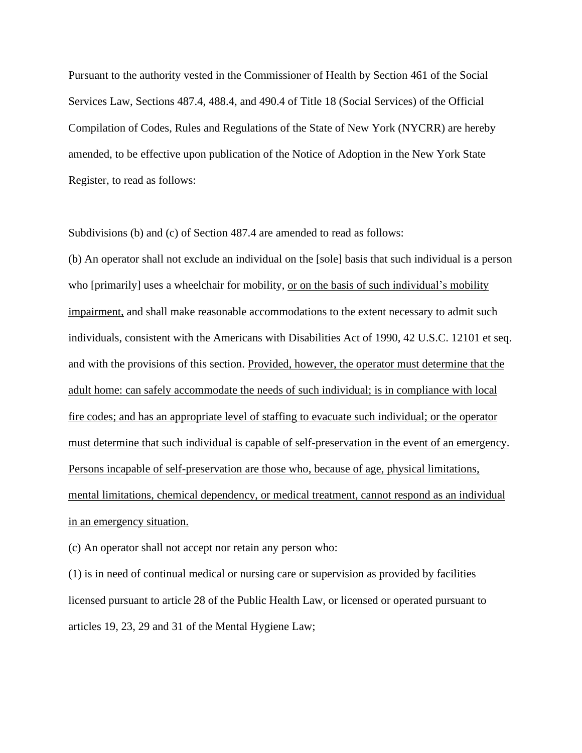Pursuant to the authority vested in the Commissioner of Health by Section 461 of the Social Services Law, Sections 487.4, 488.4, and 490.4 of Title 18 (Social Services) of the Official Compilation of Codes, Rules and Regulations of the State of New York (NYCRR) are hereby amended, to be effective upon publication of the Notice of Adoption in the New York State Register, to read as follows:

Subdivisions (b) and (c) of Section 487.4 are amended to read as follows:

(b) An operator shall not exclude an individual on the [sole] basis that such individual is a person who [primarily] uses a wheelchair for mobility, <u>or on the basis of such individual's mobility impairment,</u> and shall make reasonable accommodations to the extent necessary to admit such individuals, consistent with the Americans with Disabilities Act of 1990, 42 U.S.C. 12101 et seq. and with the provisions of this section. <u>Provided, however, the operator must determine that the adult home: can safely accommodate the needs of such individual; is in compliance with local fire codes; and has an appropriate level of staffing to evacuate such individual; or the operator must determine that such individual is capable of self-preservation in the event of an emergency. Persons incapable of self-preservation are those who, because of age, physical limitations, mental limitations, chemical dependency, or medical treatment, cannot respond as an individual in an emergency situation.</u>

(c) An operator shall not accept nor retain any person who:

(1) is in need of continual medical or nursing care or supervision as provided by facilities licensed pursuant to article 28 of the Public Health Law, or licensed or operated pursuant to articles 19, 23, 29 and 31 of the Mental Hygiene Law;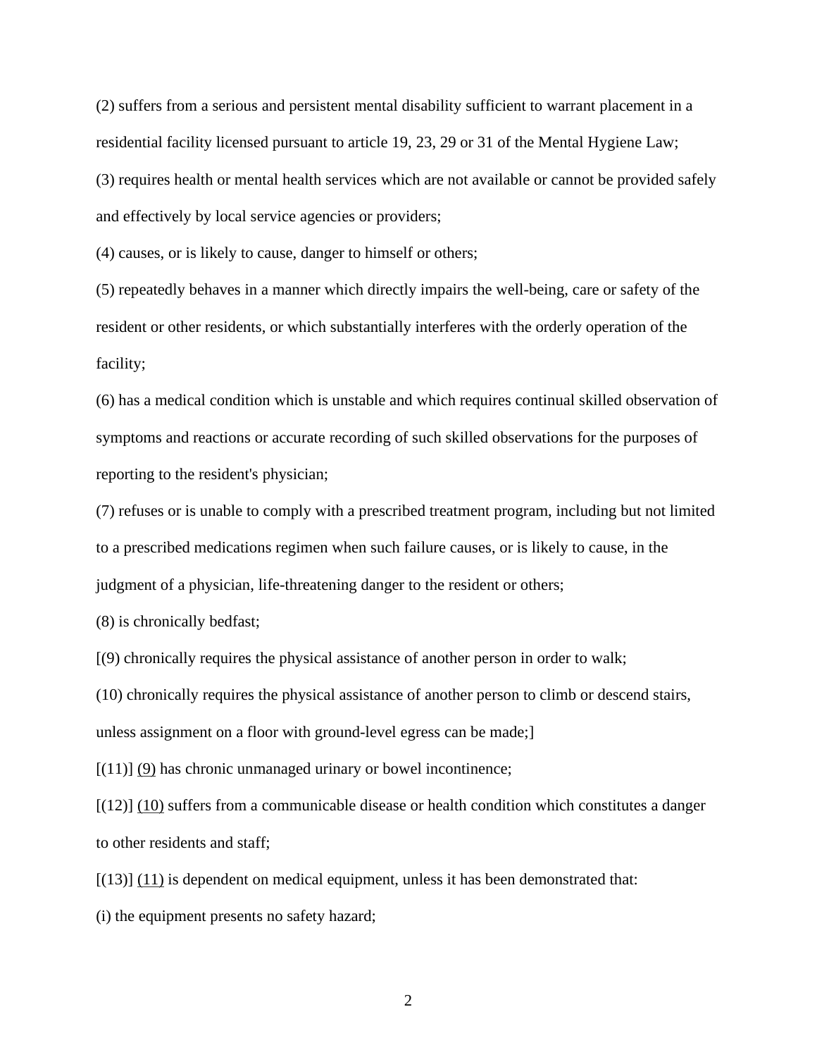(2) suffers from a serious and persistent mental disability sufficient to warrant placement in a residential facility licensed pursuant to article 19, 23, 29 or 31 of the Mental Hygiene Law;

(3) requires health or mental health services which are not available or cannot be provided safely and effectively by local service agencies or providers;

(4) causes, or is likely to cause, danger to himself or others;

(5) repeatedly behaves in a manner which directly impairs the well-being, care or safety of the resident or other residents, or which substantially interferes with the orderly operation of the facility;

(6) has a medical condition which is unstable and which requires continual skilled observation of symptoms and reactions or accurate recording of such skilled observations for the purposes of reporting to the resident's physician;

(7) refuses or is unable to comply with a prescribed treatment program, including but not limited to a prescribed medications regimen when such failure causes, or is likely to cause, in the judgment of a physician, life-threatening danger to the resident or others;

(8) is chronically bedfast;

[(9) chronically requires the physical assistance of another person in order to walk;

(10) chronically requires the physical assistance of another person to climb or descend stairs, unless assignment on a floor with ground-level egress can be made;]

[(11)] <u>(9)</u> has chronic unmanaged urinary or bowel incontinence;

[(12)] <u>(10)</u> suffers from a communicable disease or health condition which constitutes a danger to other residents and staff;

[(13)] <u>(11)</u> is dependent on medical equipment, unless it has been demonstrated that:

(i) the equipment presents no safety hazard;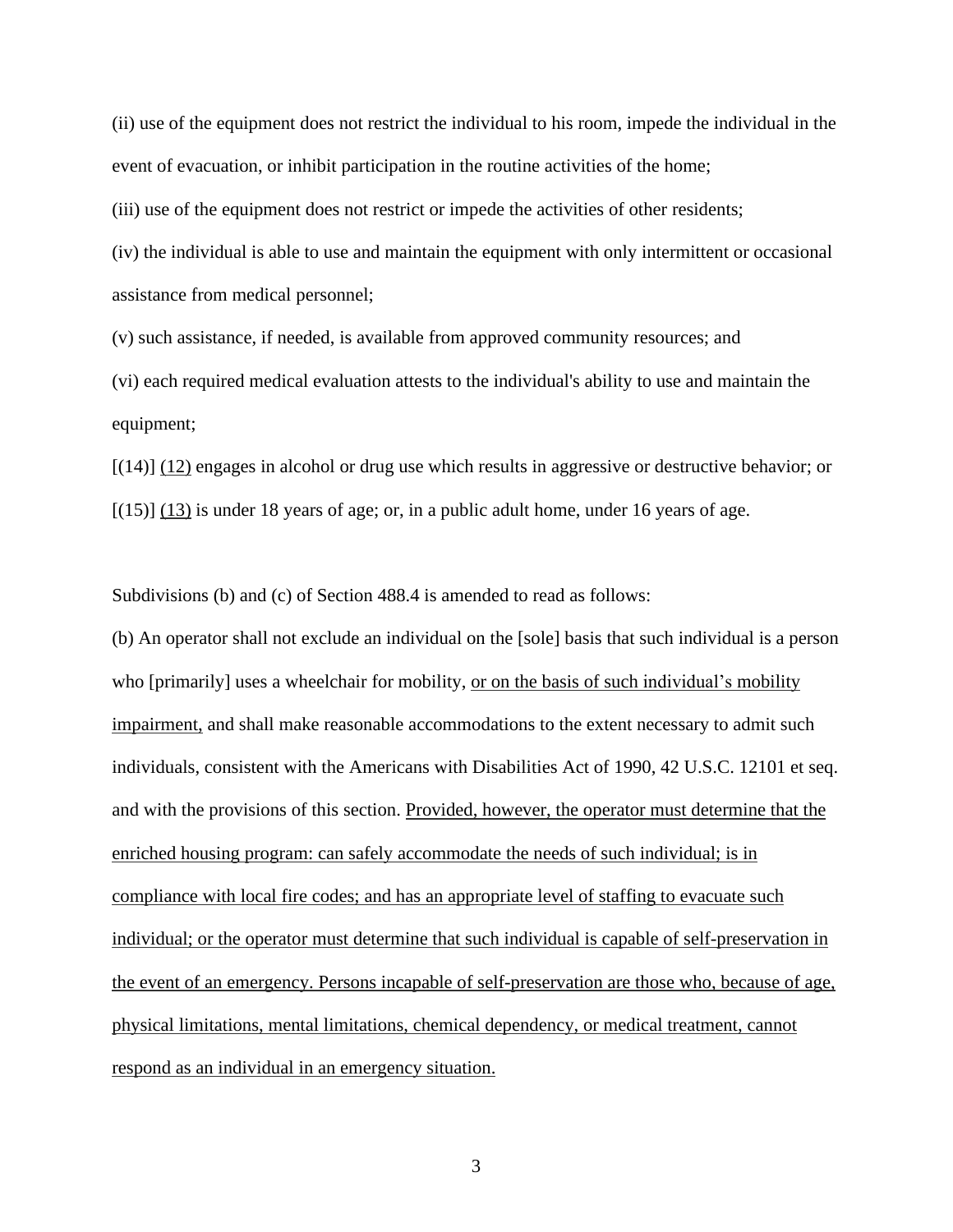(ii) use of the equipment does not restrict the individual to his room, impede the individual in the event of evacuation, or inhibit participation in the routine activities of the home;

(iii) use of the equipment does not restrict or impede the activities of other residents;

(iv) the individual is able to use and maintain the equipment with only intermittent or occasional assistance from medical personnel;

(v) such assistance, if needed, is available from approved community resources; and

(vi) each required medical evaluation attests to the individual's ability to use and maintain the equipment;

[(14)] <u>(12)</u> engages in alcohol or drug use which results in aggressive or destructive behavior; or

[(15)] <u>(13)</u> is under 18 years of age; or, in a public adult home, under 16 years of age.

Subdivisions (b) and (c) of Section 488.4 is amended to read as follows:

(b) An operator shall not exclude an individual on the [sole] basis that such individual is a person who [primarily] uses a wheelchair for mobility, <u>or on the basis of such individual's mobility impairment,</u> and shall make reasonable accommodations to the extent necessary to admit such individuals, consistent with the Americans with Disabilities Act of 1990, 42 U.S.C. 12101 et seq. and with the provisions of this section. <u>Provided, however, the operator must determine that the enriched housing program: can safely accommodate the needs of such individual; is in compliance with local fire codes; and has an appropriate level of staffing to evacuate such individual; or the operator must determine that such individual is capable of self-preservation in the event of an emergency. Persons incapable of self-preservation are those who, because of age, physical limitations, mental limitations, chemical dependency, or medical treatment, cannot respond as an individual in an emergency situation.</u>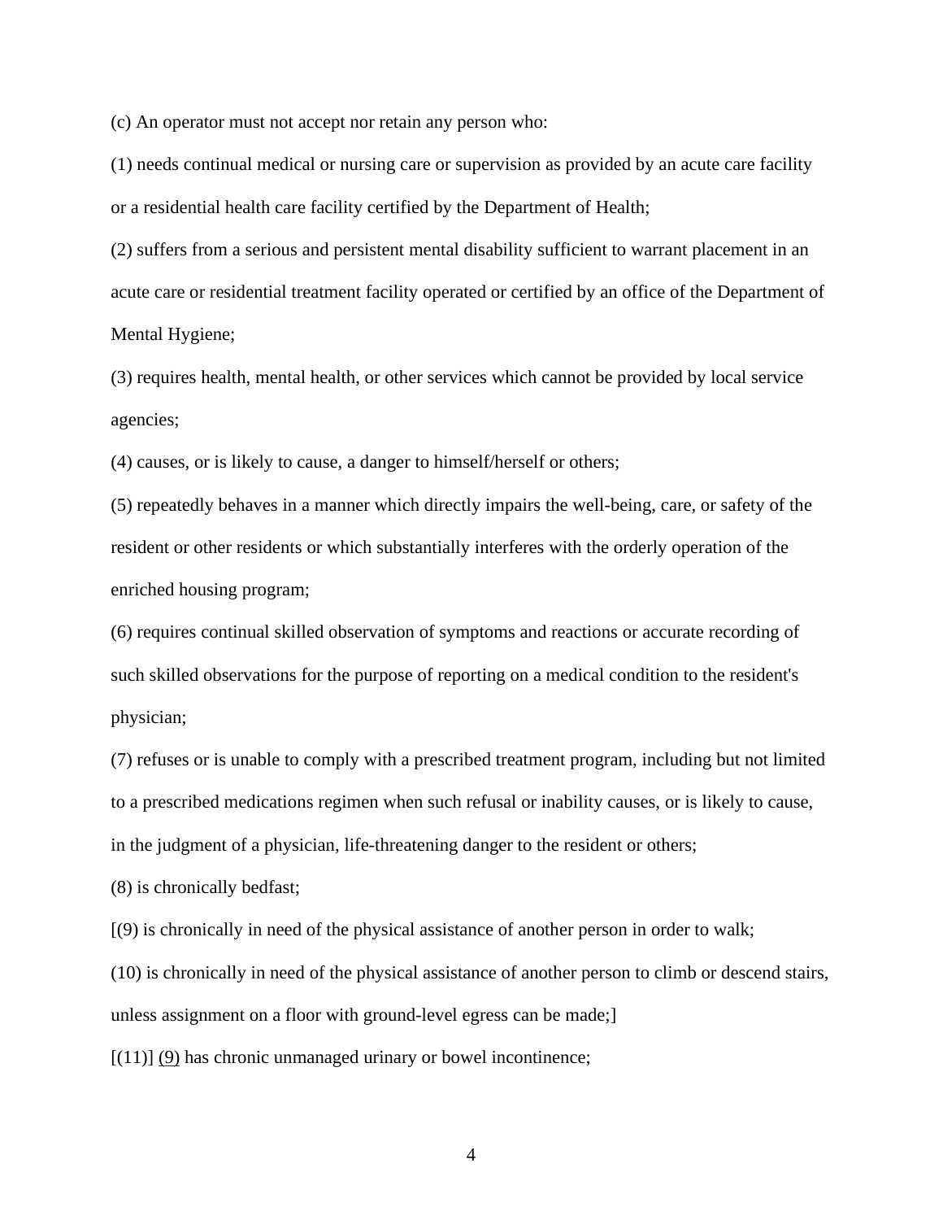(c) An operator must not accept nor retain any person who:

(1) needs continual medical or nursing care or supervision as provided by an acute care facility or a residential health care facility certified by the Department of Health;

(2) suffers from a serious and persistent mental disability sufficient to warrant placement in an acute care or residential treatment facility operated or certified by an office of the Department of Mental Hygiene;

(3) requires health, mental health, or other services which cannot be provided by local service agencies;

(4) causes, or is likely to cause, a danger to himself/herself or others;

(5) repeatedly behaves in a manner which directly impairs the well-being, care, or safety of the resident or other residents or which substantially interferes with the orderly operation of the enriched housing program;

(6) requires continual skilled observation of symptoms and reactions or accurate recording of such skilled observations for the purpose of reporting on a medical condition to the resident's physician;

(7) refuses or is unable to comply with a prescribed treatment program, including but not limited to a prescribed medications regimen when such refusal or inability causes, or is likely to cause, in the judgment of a physician, life-threatening danger to the resident or others;

(8) is chronically bedfast;

[(9) is chronically in need of the physical assistance of another person in order to walk;

(10) is chronically in need of the physical assistance of another person to climb or descend stairs, unless assignment on a floor with ground-level egress can be made;]

[(11)] <u>(9)</u> has chronic unmanaged urinary or bowel incontinence;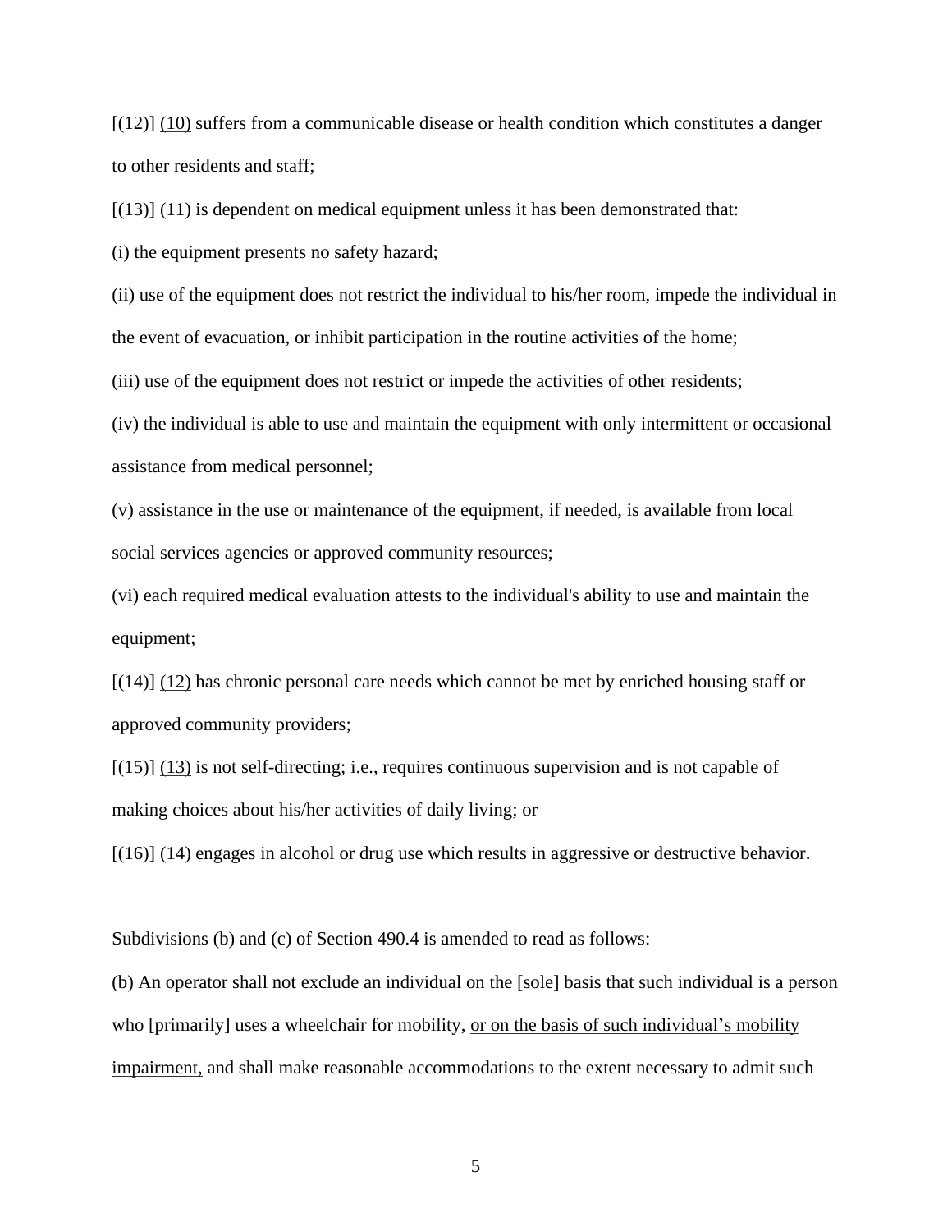[(12)] <u>(10)</u> suffers from a communicable disease or health condition which constitutes a danger to other residents and staff;

[(13)] <u>(11)</u> is dependent on medical equipment unless it has been demonstrated that:

(i) the equipment presents no safety hazard;

(ii) use of the equipment does not restrict the individual to his/her room, impede the individual in the event of evacuation, or inhibit participation in the routine activities of the home;

(iii) use of the equipment does not restrict or impede the activities of other residents;

(iv) the individual is able to use and maintain the equipment with only intermittent or occasional assistance from medical personnel;

(v) assistance in the use or maintenance of the equipment, if needed, is available from local social services agencies or approved community resources;

(vi) each required medical evaluation attests to the individual's ability to use and maintain the equipment;

[(14)] <u>(12)</u> has chronic personal care needs which cannot be met by enriched housing staff or approved community providers;

[(15)] <u>(13)</u> is not self-directing; i.e., requires continuous supervision and is not capable of making choices about his/her activities of daily living; or

[(16)] <u>(14)</u> engages in alcohol or drug use which results in aggressive or destructive behavior.

Subdivisions (b) and (c) of Section 490.4 is amended to read as follows:

(b) An operator shall not exclude an individual on the [sole] basis that such individual is a person who [primarily] uses a wheelchair for mobility, <u>or on the basis of such individual's mobility impairment,</u> and shall make reasonable accommodations to the extent necessary to admit such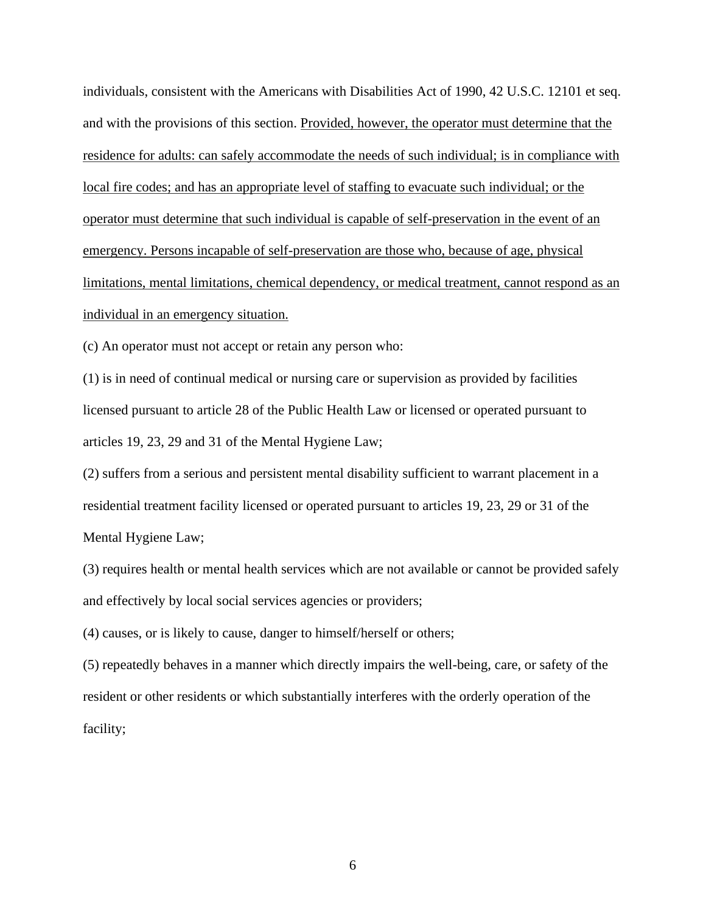individuals, consistent with the Americans with Disabilities Act of 1990, 42 U.S.C. 12101 et seq. and with the provisions of this section. <u>Provided, however, the operator must determine that the residence for adults: can safely accommodate the needs of such individual; is in compliance with local fire codes; and has an appropriate level of staffing to evacuate such individual; or the operator must determine that such individual is capable of self-preservation in the event of an emergency. Persons incapable of self-preservation are those who, because of age, physical limitations, mental limitations, chemical dependency, or medical treatment, cannot respond as an individual in an emergency situation.</u>

(c) An operator must not accept or retain any person who:

(1) is in need of continual medical or nursing care or supervision as provided by facilities licensed pursuant to article 28 of the Public Health Law or licensed or operated pursuant to articles 19, 23, 29 and 31 of the Mental Hygiene Law;

(2) suffers from a serious and persistent mental disability sufficient to warrant placement in a residential treatment facility licensed or operated pursuant to articles 19, 23, 29 or 31 of the Mental Hygiene Law;

(3) requires health or mental health services which are not available or cannot be provided safely and effectively by local social services agencies or providers;

(4) causes, or is likely to cause, danger to himself/herself or others;

(5) repeatedly behaves in a manner which directly impairs the well-being, care, or safety of the resident or other residents or which substantially interferes with the orderly operation of the facility;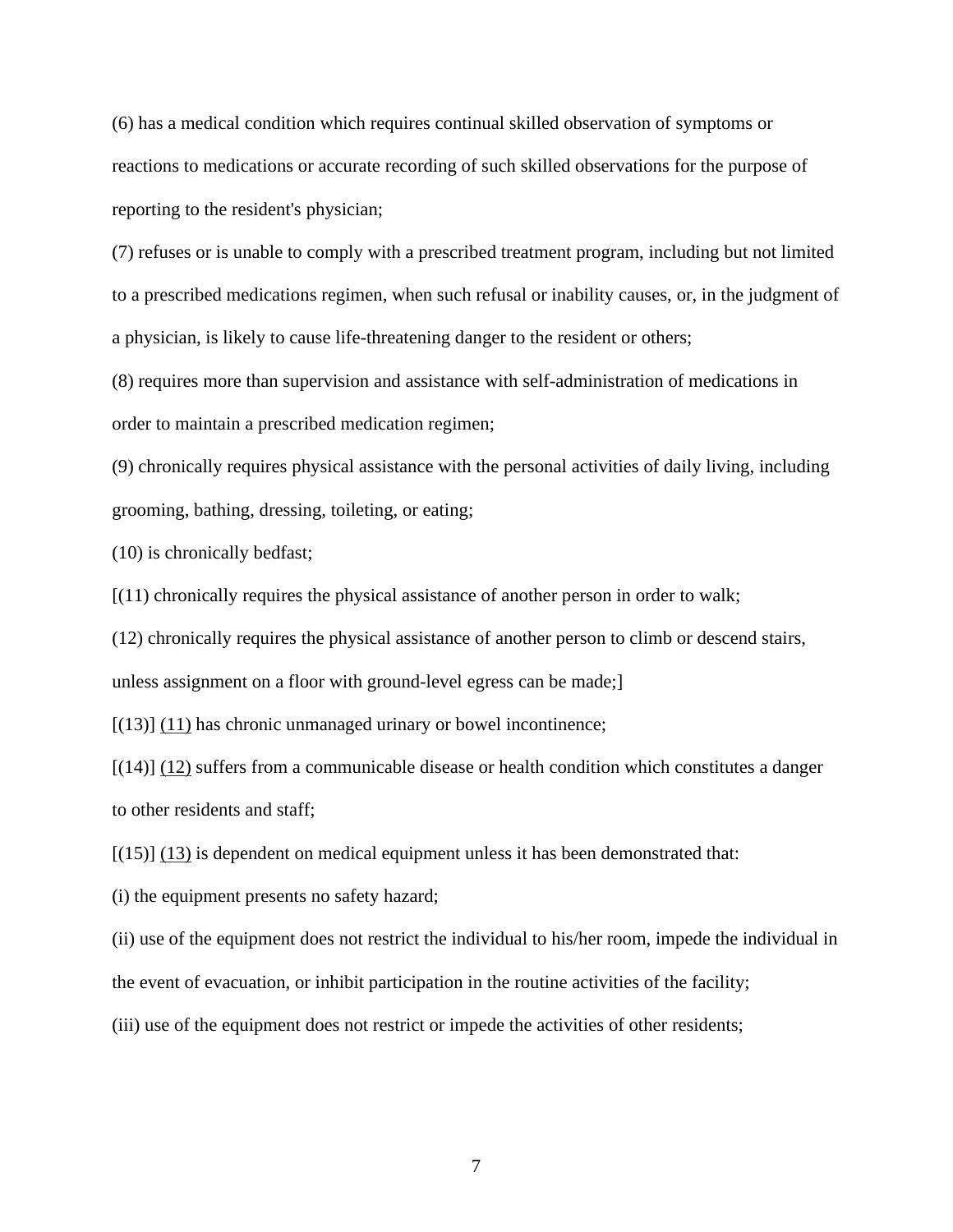(6) has a medical condition which requires continual skilled observation of symptoms or reactions to medications or accurate recording of such skilled observations for the purpose of reporting to the resident's physician;

(7) refuses or is unable to comply with a prescribed treatment program, including but not limited to a prescribed medications regimen, when such refusal or inability causes, or, in the judgment of a physician, is likely to cause life-threatening danger to the resident or others;

(8) requires more than supervision and assistance with self-administration of medications in order to maintain a prescribed medication regimen;

(9) chronically requires physical assistance with the personal activities of daily living, including grooming, bathing, dressing, toileting, or eating;

(10) is chronically bedfast;

[(11) chronically requires the physical assistance of another person in order to walk;

(12) chronically requires the physical assistance of another person to climb or descend stairs, unless assignment on a floor with ground-level egress can be made;]

[(13)] <u>(11)</u> has chronic unmanaged urinary or bowel incontinence;

[(14)] <u>(12)</u> suffers from a communicable disease or health condition which constitutes a danger to other residents and staff;

[(15)] <u>(13)</u> is dependent on medical equipment unless it has been demonstrated that:

(i) the equipment presents no safety hazard;

(ii) use of the equipment does not restrict the individual to his/her room, impede the individual in the event of evacuation, or inhibit participation in the routine activities of the facility;

(iii) use of the equipment does not restrict or impede the activities of other residents;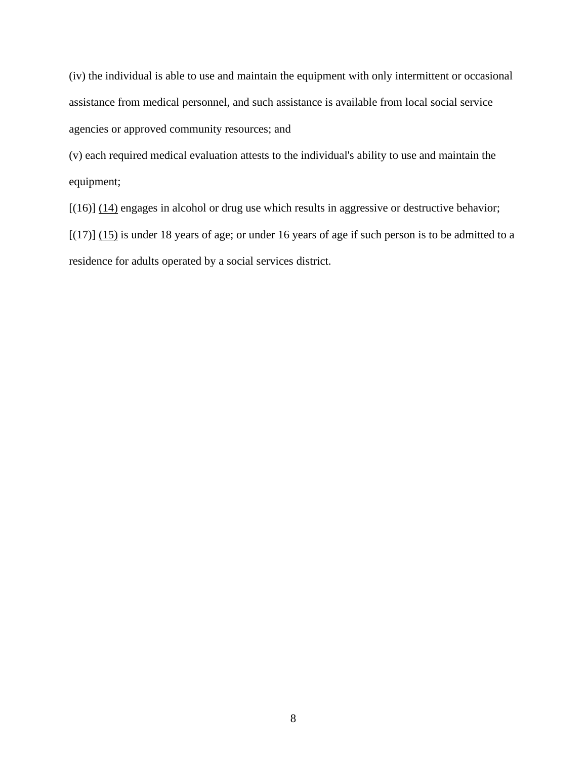(iv) the individual is able to use and maintain the equipment with only intermittent or occasional assistance from medical personnel, and such assistance is available from local social service agencies or approved community resources; and

(v) each required medical evaluation attests to the individual's ability to use and maintain the equipment;

[(16)] <u>(14)</u> engages in alcohol or drug use which results in aggressive or destructive behavior;

[(17)] <u>(15)</u> is under 18 years of age; or under 16 years of age if such person is to be admitted to a residence for adults operated by a social services district.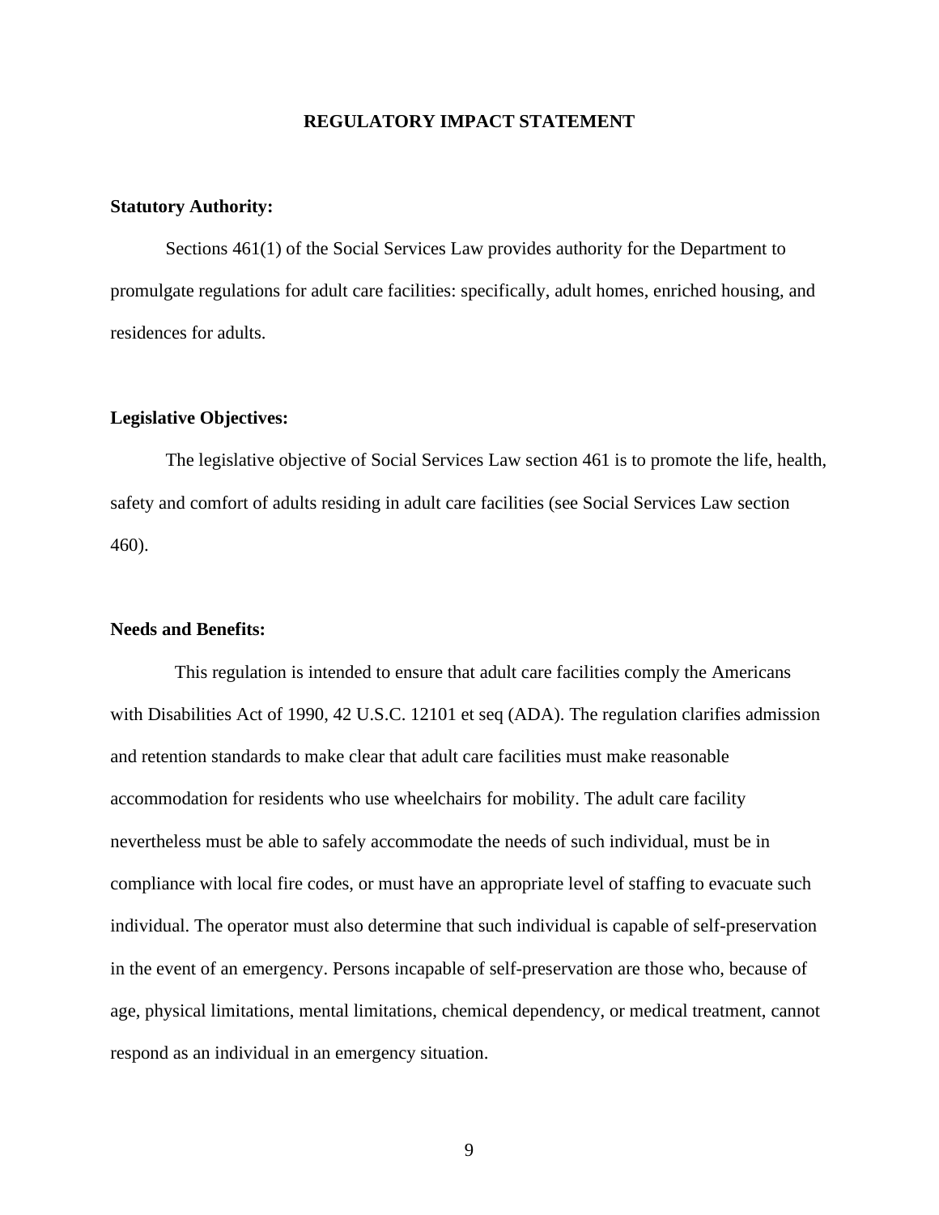## REGULATORY IMPACT STATEMENT

**Statutory Authority:**

Sections 461(1) of the Social Services Law provides authority for the Department to promulgate regulations for adult care facilities: specifically, adult homes, enriched housing, and residences for adults.

**Legislative Objectives:**

The legislative objective of Social Services Law section 461 is to promote the life, health, safety and comfort of adults residing in adult care facilities (see Social Services Law section 460).

**Needs and Benefits:**

This regulation is intended to ensure that adult care facilities comply the Americans with Disabilities Act of 1990, 42 U.S.C. 12101 et seq (ADA). The regulation clarifies admission and retention standards to make clear that adult care facilities must make reasonable accommodation for residents who use wheelchairs for mobility. The adult care facility nevertheless must be able to safely accommodate the needs of such individual, must be in compliance with local fire codes, or must have an appropriate level of staffing to evacuate such individual. The operator must also determine that such individual is capable of self-preservation in the event of an emergency. Persons incapable of self-preservation are those who, because of age, physical limitations, mental limitations, chemical dependency, or medical treatment, cannot respond as an individual in an emergency situation.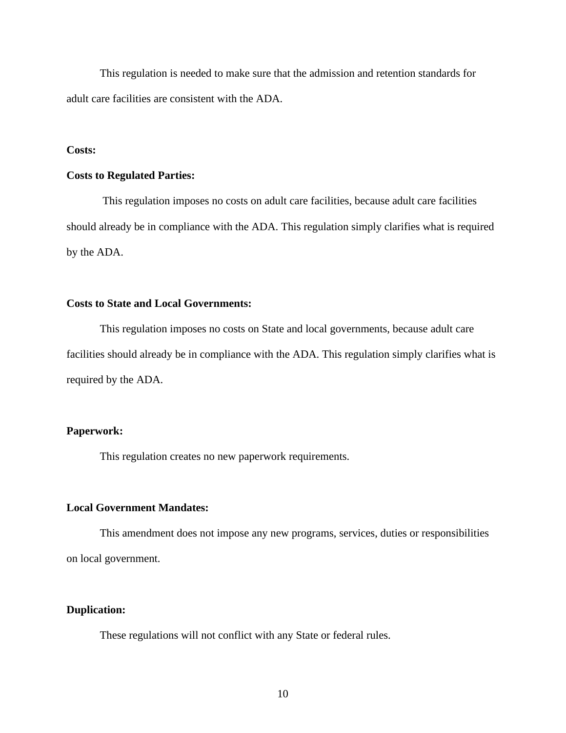This regulation is needed to make sure that the admission and retention standards for adult care facilities are consistent with the ADA.

**Costs:**

**Costs to Regulated Parties:**

This regulation imposes no costs on adult care facilities, because adult care facilities should already be in compliance with the ADA. This regulation simply clarifies what is required by the ADA.

**Costs to State and Local Governments:**

This regulation imposes no costs on State and local governments, because adult care facilities should already be in compliance with the ADA. This regulation simply clarifies what is required by the ADA.

**Paperwork:**

This regulation creates no new paperwork requirements.

**Local Government Mandates:**

This amendment does not impose any new programs, services, duties or responsibilities on local government.

**Duplication:**

These regulations will not conflict with any State or federal rules.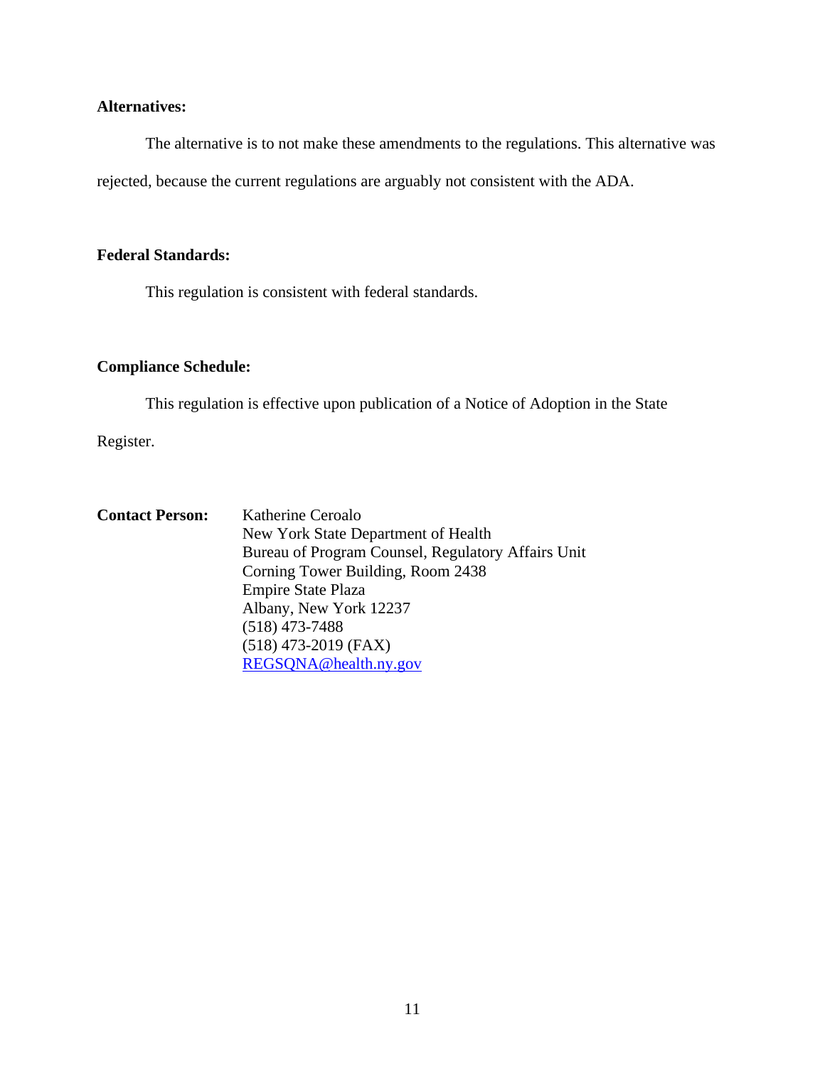**Alternatives:**

The alternative is to not make these amendments to the regulations. This alternative was rejected, because the current regulations are arguably not consistent with the ADA.

**Federal Standards:**

This regulation is consistent with federal standards.

**Compliance Schedule:**

This regulation is effective upon publication of a Notice of Adoption in the State Register.

**Contact Person:** Katherine Ceroalo  
New York State Department of Health  
Bureau of Program Counsel, Regulatory Affairs Unit  
Corning Tower Building, Room 2438  
Empire State Plaza  
Albany, New York 12237  
(518) 473-7488  
(518) 473-2019 (FAX)  
REGSQNA@health.ny.gov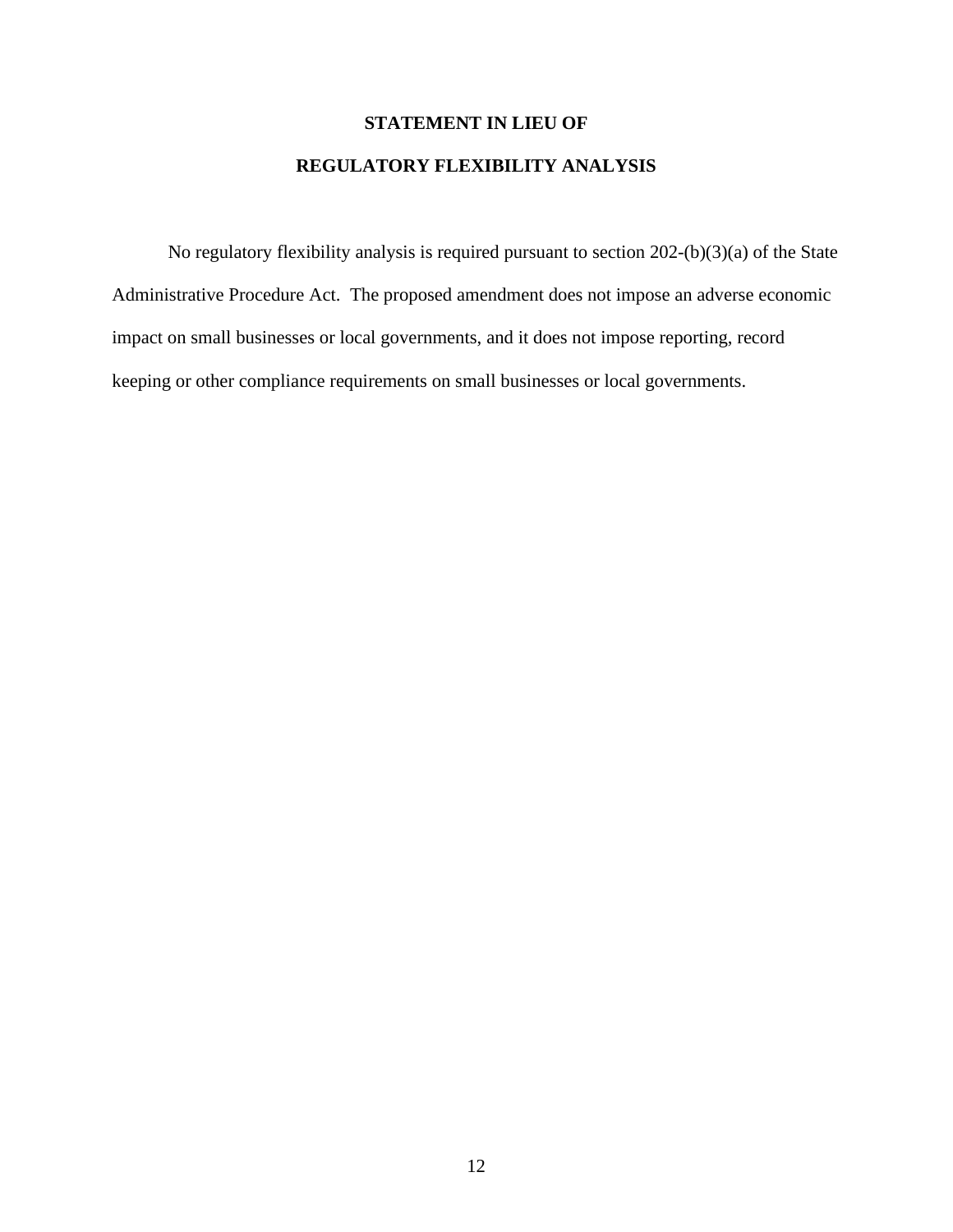## STATEMENT IN LIEU OF

## REGULATORY FLEXIBILITY ANALYSIS

No regulatory flexibility analysis is required pursuant to section 202-(b)(3)(a) of the State Administrative Procedure Act. The proposed amendment does not impose an adverse economic impact on small businesses or local governments, and it does not impose reporting, record keeping or other compliance requirements on small businesses or local governments.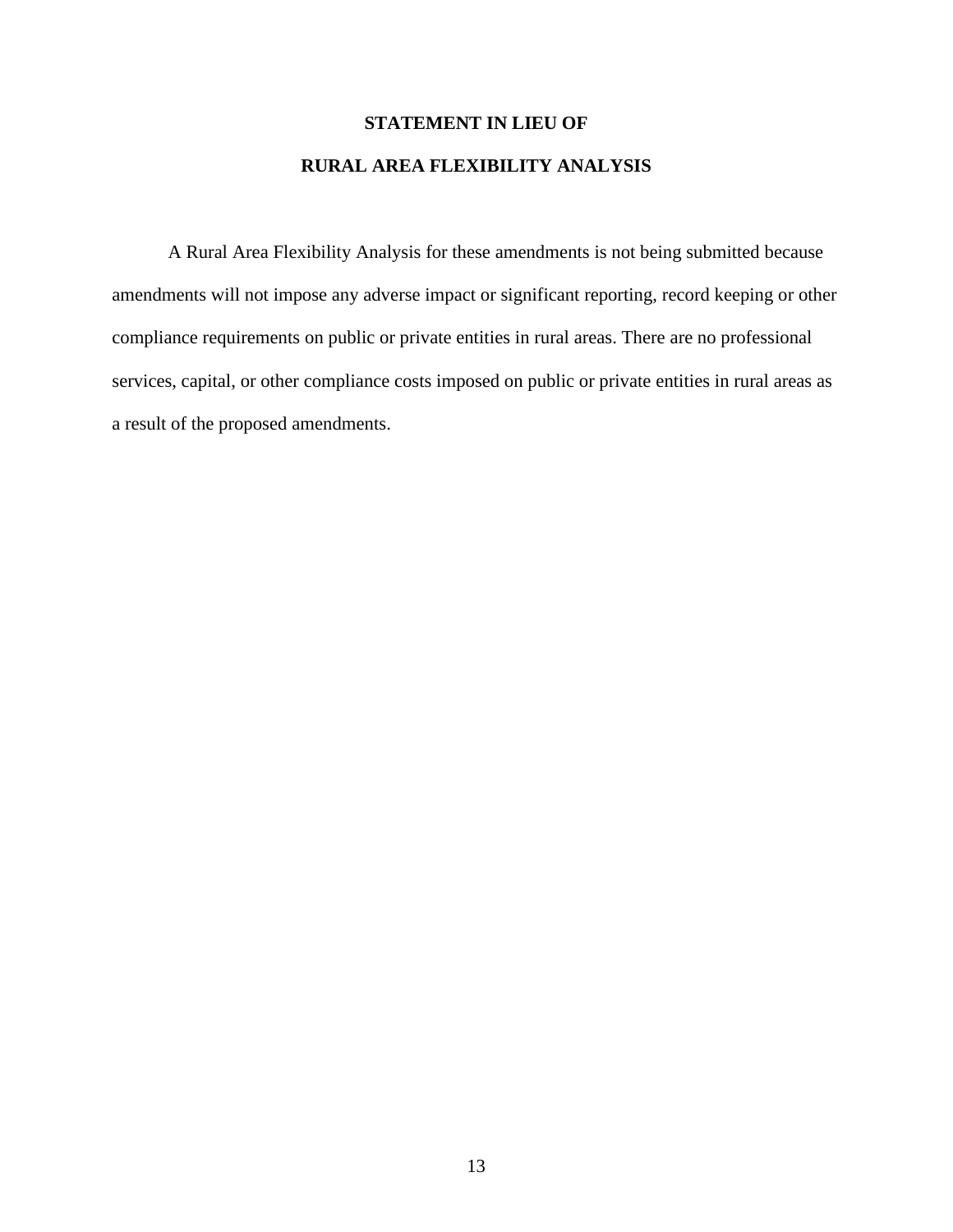# STATEMENT IN LIEU OF

# RURAL AREA FLEXIBILITY ANALYSIS

A Rural Area Flexibility Analysis for these amendments is not being submitted because amendments will not impose any adverse impact or significant reporting, record keeping or other compliance requirements on public or private entities in rural areas. There are no professional services, capital, or other compliance costs imposed on public or private entities in rural areas as a result of the proposed amendments.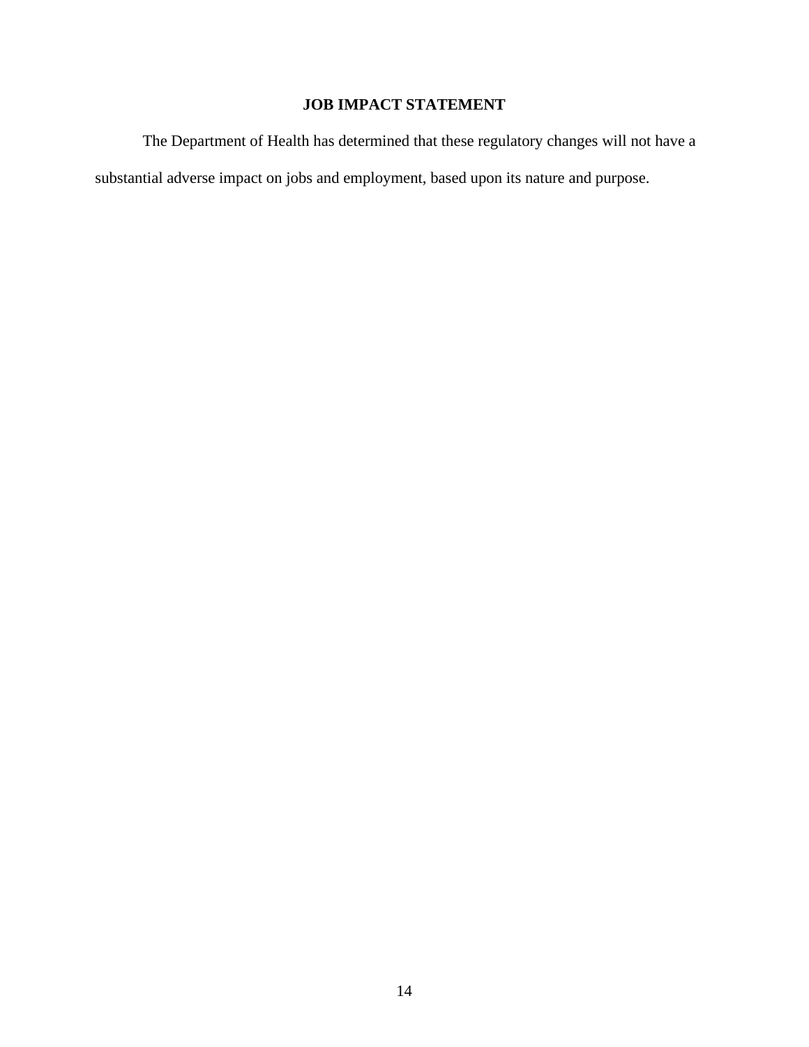**JOB IMPACT STATEMENT**

The Department of Health has determined that these regulatory changes will not have a substantial adverse impact on jobs and employment, based upon its nature and purpose.